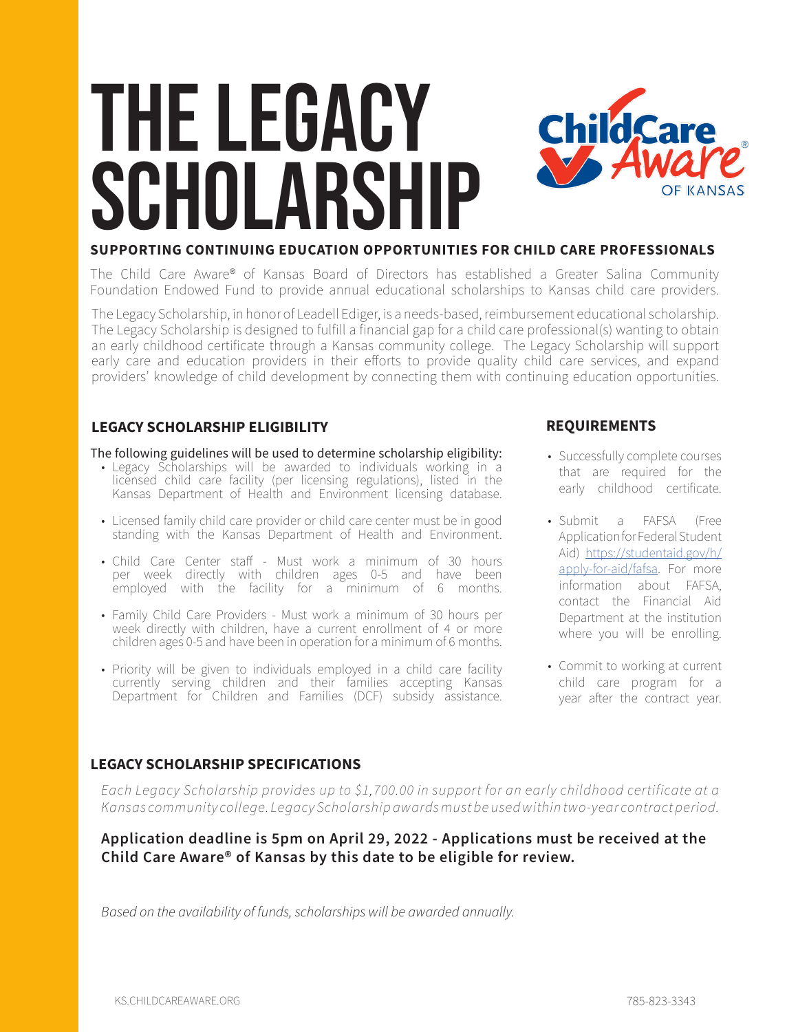# THE LEGACY SCHOLARSHIP

**SUPPORTING CONTINUING EDUCATION OPPORTUNITIES FOR CHILD CARE PROFESSIONALS**

The Child Care Aware® of Kansas Board of Directors has established a Greater Salina Community Foundation Endowed Fund to provide annual educational scholarships to Kansas child care providers.

The Legacy Scholarship, in honor of Leadell Ediger, is a needs-based, reimbursement educational scholarship. The Legacy Scholarship is designed to fulfill a financial gap for a child care professional(s) wanting to obtain an early childhood certificate through a Kansas community college. The Legacy Scholarship will support early care and education providers in their efforts to provide quality child care services, and expand providers' knowledge of child development by connecting them with continuing education opportunities.

## LEGACY SCHOLARSHIP ELIGIBILITY

The following guidelines will be used to determine scholarship eligibility:

- Legacy Scholarships will be awarded to individuals working in a licensed child care facility (per licensing regulations), listed in the Kansas Department of Health and Environment licensing database.
- Licensed family child care provider or child care center must be in good standing with the Kansas Department of Health and Environment.
- Child Care Center staff - Must work a minimum of 30 hours per week directly with children ages 0-5 and have been employed with the facility for a minimum of 6 months.
- Family Child Care Providers - Must work a minimum of 30 hours per week directly with children, have a current enrollment of 4 or more children ages 0-5 and have been in operation for a minimum of 6 months.
- Priority will be given to individuals employed in a child care facility currently serving children and their families accepting Kansas Department for Children and Families (DCF) subsidy assistance.

## REQUIREMENTS

- Successfully complete courses that are required for the early childhood certificate.
- Submit a FAFSA (Free Application for Federal Student Aid) https://studentaid.gov/h/apply-for-aid/fafsa. For more information about FAFSA, contact the Financial Aid Department at the institution where you will be enrolling.
- Commit to working at current child care program for a year after the contract year.

## LEGACY SCHOLARSHIP SPECIFICATIONS

*Each Legacy Scholarship provides up to $1,700.00 in support for an early childhood certificate at a Kansas community college. Legacy Scholarship awards must be used within two-year contract period.*

**Application deadline is 5pm on April 29, 2022 - Applications must be received at the Child Care Aware® of Kansas by this date to be eligible for review.**

*Based on the availability of funds, scholarships will be awarded annually.*

KS.CHILDCAREAWARE.ORG 785-823-3343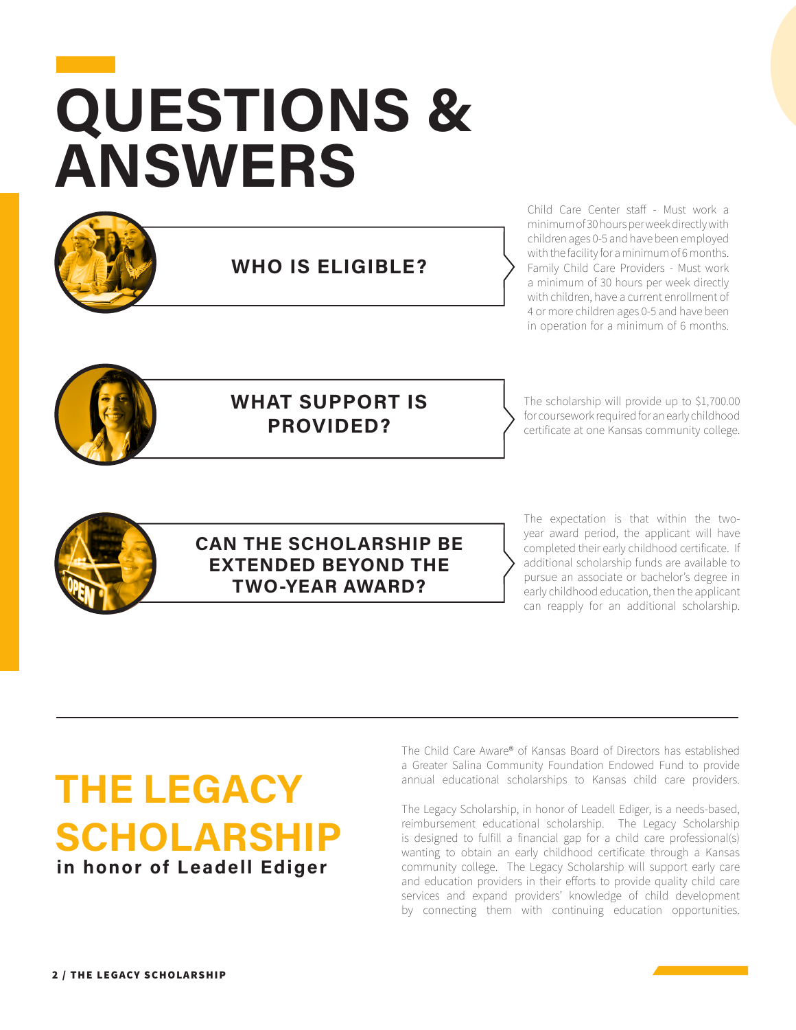# QUESTIONS & ANSWERS

### WHO IS ELIGIBLE?

Child Care Center staff - Must work a minimum of 30 hours per week directly with children ages 0-5 and have been employed with the facility for a minimum of 6 months. Family Child Care Providers - Must work a minimum of 30 hours per week directly with children, have a current enrollment of 4 or more children ages 0-5 and have been in operation for a minimum of 6 months.

### WHAT SUPPORT IS PROVIDED?

The scholarship will provide up to $1,700.00 for coursework required for an early childhood certificate at one Kansas community college.

### CAN THE SCHOLARSHIP BE EXTENDED BEYOND THE TWO-YEAR AWARD?

The expectation is that within the two-year award period, the applicant will have completed their early childhood certificate. If additional scholarship funds are available to pursue an associate or bachelor's degree in early childhood education, then the applicant can reapply for an additional scholarship.

---

## THE LEGACY SCHOLARSHIP

**in honor of Leadell Ediger**

The Child Care Aware® of Kansas Board of Directors has established a Greater Salina Community Foundation Endowed Fund to provide annual educational scholarships to Kansas child care providers.

The Legacy Scholarship, in honor of Leadell Ediger, is a needs-based, reimbursement educational scholarship. The Legacy Scholarship is designed to fulfill a financial gap for a child care professional(s) wanting to obtain an early childhood certificate through a Kansas community college. The Legacy Scholarship will support early care and education providers in their efforts to provide quality child care services and expand providers' knowledge of child development by connecting them with continuing education opportunities.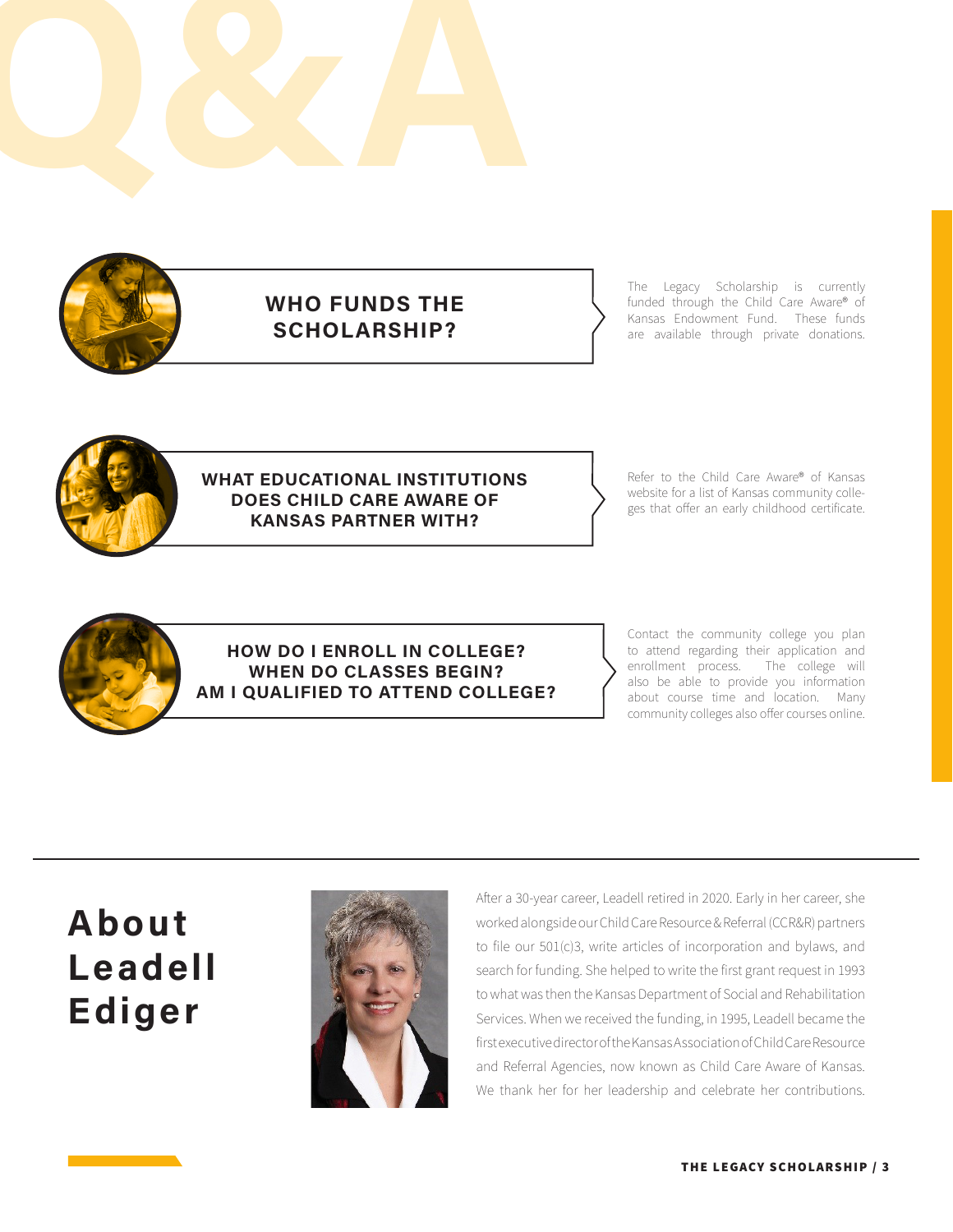# Q&A

### WHO FUNDS THE SCHOLARSHIP?

The Legacy Scholarship is currently funded through the Child Care Aware® of Kansas Endowment Fund. These funds are available through private donations.

### WHAT EDUCATIONAL INSTITUTIONS DOES CHILD CARE AWARE OF KANSAS PARTNER WITH?

Refer to the Child Care Aware® of Kansas website for a list of Kansas community colleges that offer an early childhood certificate.

### HOW DO I ENROLL IN COLLEGE? WHEN DO CLASSES BEGIN? AM I QUALIFIED TO ATTEND COLLEGE?

Contact the community college you plan to attend regarding their application and enrollment process. The college will also be able to provide you information about course time and location. Many community colleges also offer courses online.

## About Leadell Ediger

After a 30-year career, Leadell retired in 2020. Early in her career, she worked alongside our Child Care Resource & Referral (CCR&R) partners to file our 501(c)3, write articles of incorporation and bylaws, and search for funding. She helped to write the first grant request in 1993 to what was then the Kansas Department of Social and Rehabilitation Services. When we received the funding, in 1995, Leadell became the first executive director of the Kansas Association of Child Care Resource and Referral Agencies, now known as Child Care Aware of Kansas. We thank her for her leadership and celebrate her contributions.